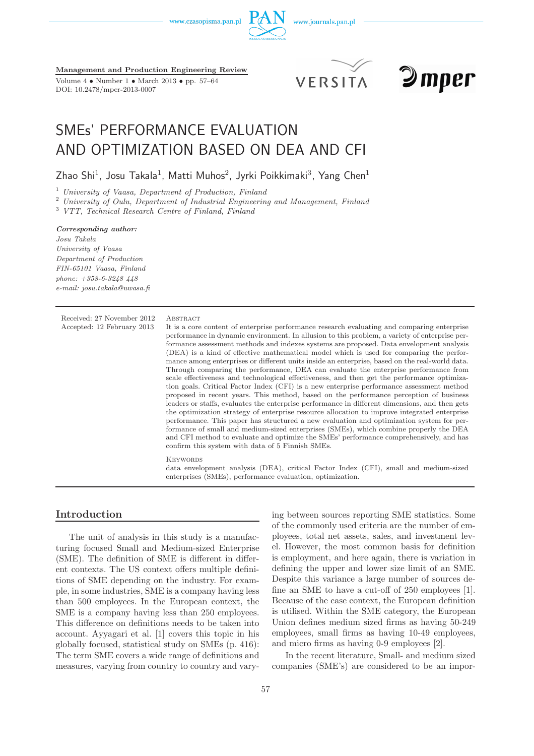# SMEs' PERFORMANCE EVALUATION AND OPTIMIZATION BASED ON DEA AND CFI

Zhao Shi[1], Josu Takala[1], Matti Muhos[2], Jyrki Poikkimaki[3], Yang Chen[1]

[1] *University of Vaasa, Department of Production, Finland*
[2] *University of Oulu, Department of Industrial Engineering and Management, Finland*
[3] *VTT, Technical Research Centre of Finland, Finland*

***Corresponding author:***
*Josu Takala*
*University of Vaasa*
*Department of Production*
*FIN-65101 Vaasa, Finland*
*phone: +358-6-3248 448*
*e-mail: josu.takala@uwasa.fi*

Received: 27 November 2012
Accepted: 12 February 2013

Abstract

It is a core content of enterprise performance research evaluating and comparing enterprise performance in dynamic environment. In allusion to this problem, a variety of enterprise performance assessment methods and indexes systems are proposed. Data envelopment analysis (DEA) is a kind of effective mathematical model which is used for comparing the performance among enterprises or different units inside an enterprise, based on the real-world data. Through comparing the performance, DEA can evaluate the enterprise performance from scale effectiveness and technological effectiveness, and then get the performance optimization goals. Critical Factor Index (CFI) is a new enterprise performance assessment method proposed in recent years. This method, based on the performance perception of business leaders or staffs, evaluates the enterprise performance in different dimensions, and then gets the optimization strategy of enterprise resource allocation to improve integrated enterprise performance. This paper has structured a new evaluation and optimization system for performance of small and medium-sized enterprises (SMEs), which combine properly the DEA and CFI method to evaluate and optimize the SMEs' performance comprehensively, and has confirm this system with data of 5 Finnish SMEs.

Keywords

data envelopment analysis (DEA), critical Factor Index (CFI), small and medium-sized enterprises (SMEs), performance evaluation, optimization.

## Introduction

The unit of analysis in this study is a manufacturing focused Small and Medium-sized Enterprise (SME). The definition of SME is different in different contexts. The US context offers multiple definitions of SME depending on the industry. For example, in some industries, SME is a company having less than 500 employees. In the European context, the SME is a company having less than 250 employees. This difference on definitions needs to be taken into account. Ayyagari et al. [1] covers this topic in his globally focused, statistical study on SMEs (p. 416): The term SME covers a wide range of definitions and measures, varying from country to country and varying between sources reporting SME statistics. Some of the commonly used criteria are the number of employees, total net assets, sales, and investment level. However, the most common basis for definition is employment, and here again, there is variation in defining the upper and lower size limit of an SME. Despite this variance a large number of sources define an SME to have a cut-off of 250 employees [1]. Because of the case context, the European definition is utilised. Within the SME category, the European Union defines medium sized firms as having 50-249 employees, small firms as having 10-49 employees, and micro firms as having 0-9 employees [2].

In the recent literature, Small- and medium sized companies (SME's) are considered to be an impor-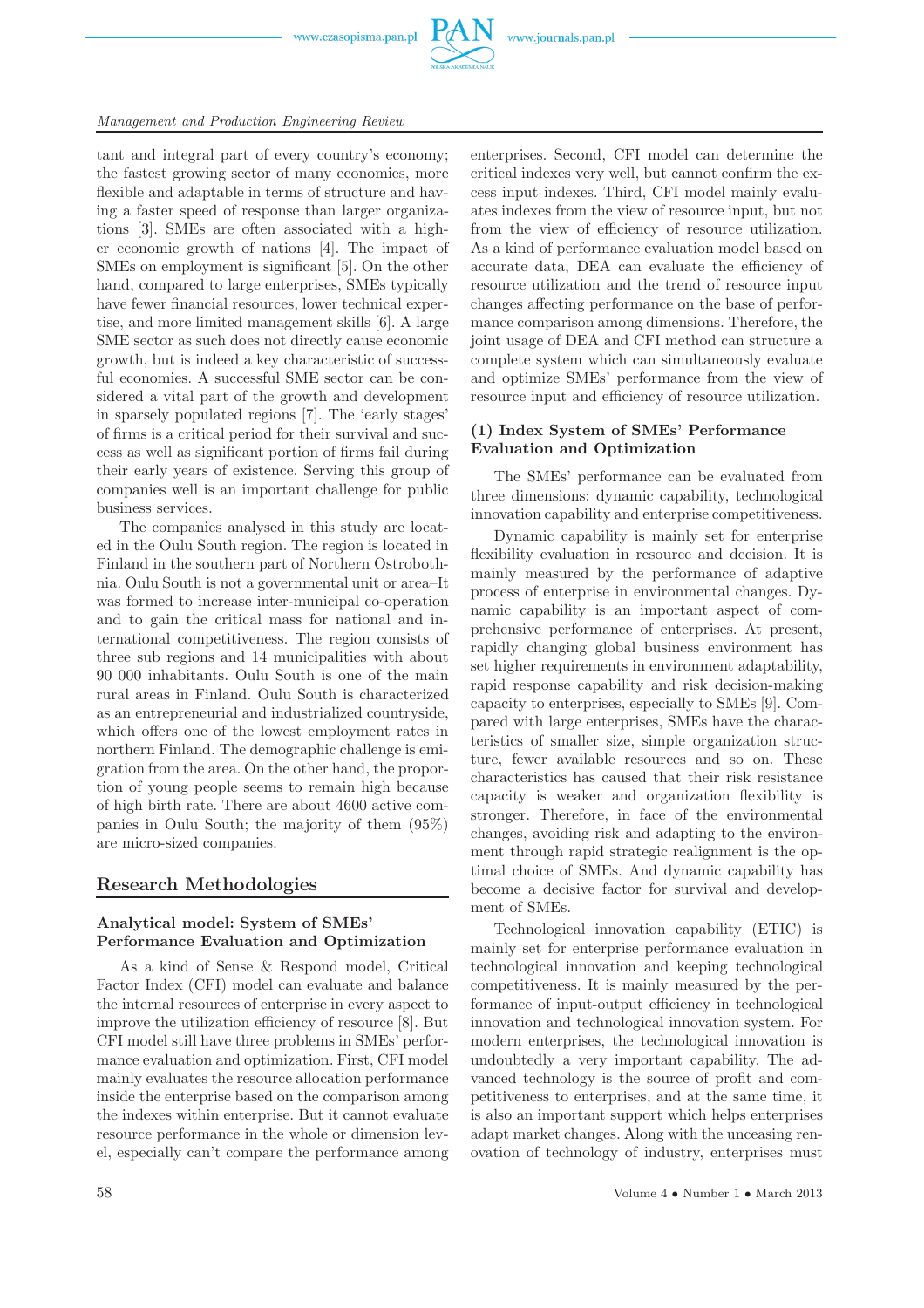tant and integral part of every country's economy; the fastest growing sector of many economies, more flexible and adaptable in terms of structure and having a faster speed of response than larger organizations [3]. SMEs are often associated with a higher economic growth of nations [4]. The impact of SMEs on employment is significant [5]. On the other hand, compared to large enterprises, SMEs typically have fewer financial resources, lower technical expertise, and more limited management skills [6]. A large SME sector as such does not directly cause economic growth, but is indeed a key characteristic of successful economies. A successful SME sector can be considered a vital part of the growth and development in sparsely populated regions [7]. The 'early stages' of firms is a critical period for their survival and success as well as significant portion of firms fail during their early years of existence. Serving this group of companies well is an important challenge for public business services.

The companies analysed in this study are located in the Oulu South region. The region is located in Finland in the southern part of Northern Ostrobothnia. Oulu South is not a governmental unit or area–It was formed to increase inter-municipal co-operation and to gain the critical mass for national and international competitiveness. The region consists of three sub regions and 14 municipalities with about 90 000 inhabitants. Oulu South is one of the main rural areas in Finland. Oulu South is characterized as an entrepreneurial and industrialized countryside, which offers one of the lowest employment rates in northern Finland. The demographic challenge is emigration from the area. On the other hand, the proportion of young people seems to remain high because of high birth rate. There are about 4600 active companies in Oulu South; the majority of them (95%) are micro-sized companies.

## Research Methodologies

### Analytical model: System of SMEs' Performance Evaluation and Optimization

As a kind of Sense & Respond model, Critical Factor Index (CFI) model can evaluate and balance the internal resources of enterprise in every aspect to improve the utilization efficiency of resource [8]. But CFI model still have three problems in SMEs' performance evaluation and optimization. First, CFI model mainly evaluates the resource allocation performance inside the enterprise based on the comparison among the indexes within enterprise. But it cannot evaluate resource performance in the whole or dimension level, especially can't compare the performance among enterprises. Second, CFI model can determine the critical indexes very well, but cannot confirm the excess input indexes. Third, CFI model mainly evaluates indexes from the view of resource input, but not from the view of efficiency of resource utilization. As a kind of performance evaluation model based on accurate data, DEA can evaluate the efficiency of resource utilization and the trend of resource input changes affecting performance on the base of performance comparison among dimensions. Therefore, the joint usage of DEA and CFI method can structure a complete system which can simultaneously evaluate and optimize SMEs' performance from the view of resource input and efficiency of resource utilization.

#### (1) Index System of SMEs' Performance Evaluation and Optimization

The SMEs' performance can be evaluated from three dimensions: dynamic capability, technological innovation capability and enterprise competitiveness.

Dynamic capability is mainly set for enterprise flexibility evaluation in resource and decision. It is mainly measured by the performance of adaptive process of enterprise in environmental changes. Dynamic capability is an important aspect of comprehensive performance of enterprises. At present, rapidly changing global business environment has set higher requirements in environment adaptability, rapid response capability and risk decision-making capacity to enterprises, especially to SMEs [9]. Compared with large enterprises, SMEs have the characteristics of smaller size, simple organization structure, fewer available resources and so on. These characteristics has caused that their risk resistance capacity is weaker and organization flexibility is stronger. Therefore, in face of the environmental changes, avoiding risk and adapting to the environment through rapid strategic realignment is the optimal choice of SMEs. And dynamic capability has become a decisive factor for survival and development of SMEs.

Technological innovation capability (ETIC) is mainly set for enterprise performance evaluation in technological innovation and keeping technological competitiveness. It is mainly measured by the performance of input-output efficiency in technological innovation and technological innovation system. For modern enterprises, the technological innovation is undoubtedly a very important capability. The advanced technology is the source of profit and competitiveness to enterprises, and at the same time, it is also an important support which helps enterprises adapt market changes. Along with the unceasing renovation of technology of industry, enterprises must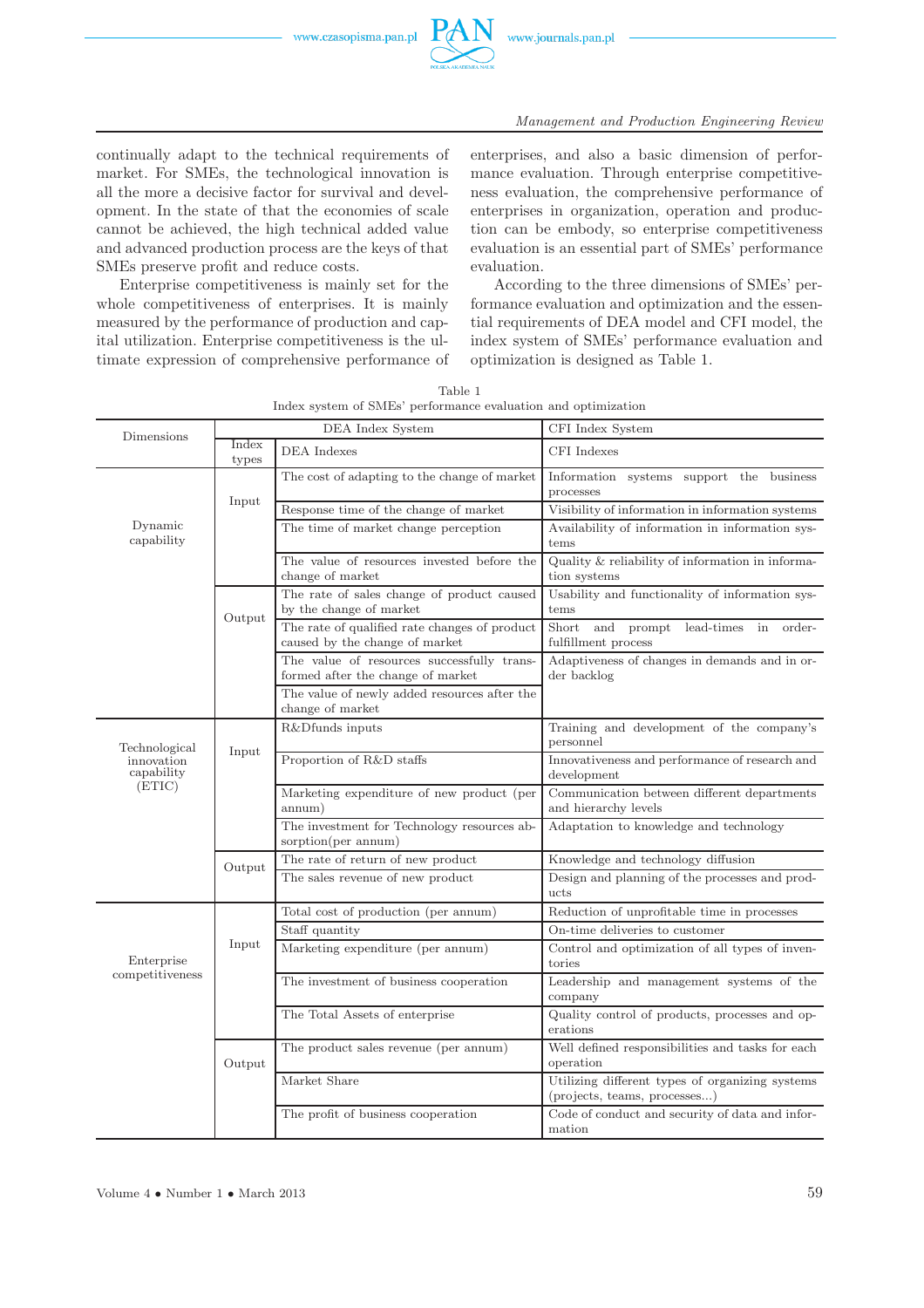continually adapt to the technical requirements of market. For SMEs, the technological innovation is all the more a decisive factor for survival and development. In the state of that the economies of scale cannot be achieved, the high technical added value and advanced production process are the keys of that SMEs preserve profit and reduce costs.

Enterprise competitiveness is mainly set for the whole competitiveness of enterprises. It is mainly measured by the performance of production and capital utilization. Enterprise competitiveness is the ultimate expression of comprehensive performance of enterprises, and also a basic dimension of performance evaluation. Through enterprise competitiveness evaluation, the comprehensive performance of enterprises in organization, operation and production can be embody, so enterprise competitiveness evaluation is an essential part of SMEs' performance evaluation.

According to the three dimensions of SMEs' performance evaluation and optimization and the essential requirements of DEA model and CFI model, the index system of SMEs' performance evaluation and optimization is designed as Table 1.

Table 1
Index system of SMEs' performance evaluation and optimization

| Dimensions | DEA Index System | | CFI Index System |
|---|---|---|---|
| | Index types | DEA Indexes | CFI Indexes |
| Dynamic capability | Input | The cost of adapting to the change of market | Information systems support the business processes |
| | | Response time of the change of market | Visibility of information in information systems |
| | | The time of market change perception | Availability of information in information systems |
| | | The value of resources invested before the change of market | Quality & reliability of information in information systems |
| | Output | The rate of sales change of product caused by the change of market | Usability and functionality of information systems |
| | | The rate of qualified rate changes of product caused by the change of market | Short and prompt lead-times in order-fulfillment process |
| | | The value of resources successfully transformed after the change of market | Adaptiveness of changes in demands and in order backlog |
| | | The value of newly added resources after the change of market | |
| Technological innovation capability (ETIC) | Input | R&Dfunds inputs | Training and development of the company's personnel |
| | | Proportion of R&D staffs | Innovativeness and performance of research and development |
| | | Marketing expenditure of new product (per annum) | Communication between different departments and hierarchy levels |
| | | The investment for Technology resources absorption(per annum) | Adaptation to knowledge and technology |
| | Output | The rate of return of new product | Knowledge and technology diffusion |
| | | The sales revenue of new product | Design and planning of the processes and products |
| Enterprise competitiveness | Input | Total cost of production (per annum) | Reduction of unprofitable time in processes |
| | | Staff quantity | On-time deliveries to customer |
| | | Marketing expenditure (per annum) | Control and optimization of all types of inventories |
| | | The investment of business cooperation | Leadership and management systems of the company |
| | | The Total Assets of enterprise | Quality control of products, processes and operations |
| | Output | The product sales revenue (per annum) | Well defined responsibilities and tasks for each operation |
| | | Market Share | Utilizing different types of organizing systems (projects, teams, processes...) |
| | | The profit of business cooperation | Code of conduct and security of data and information |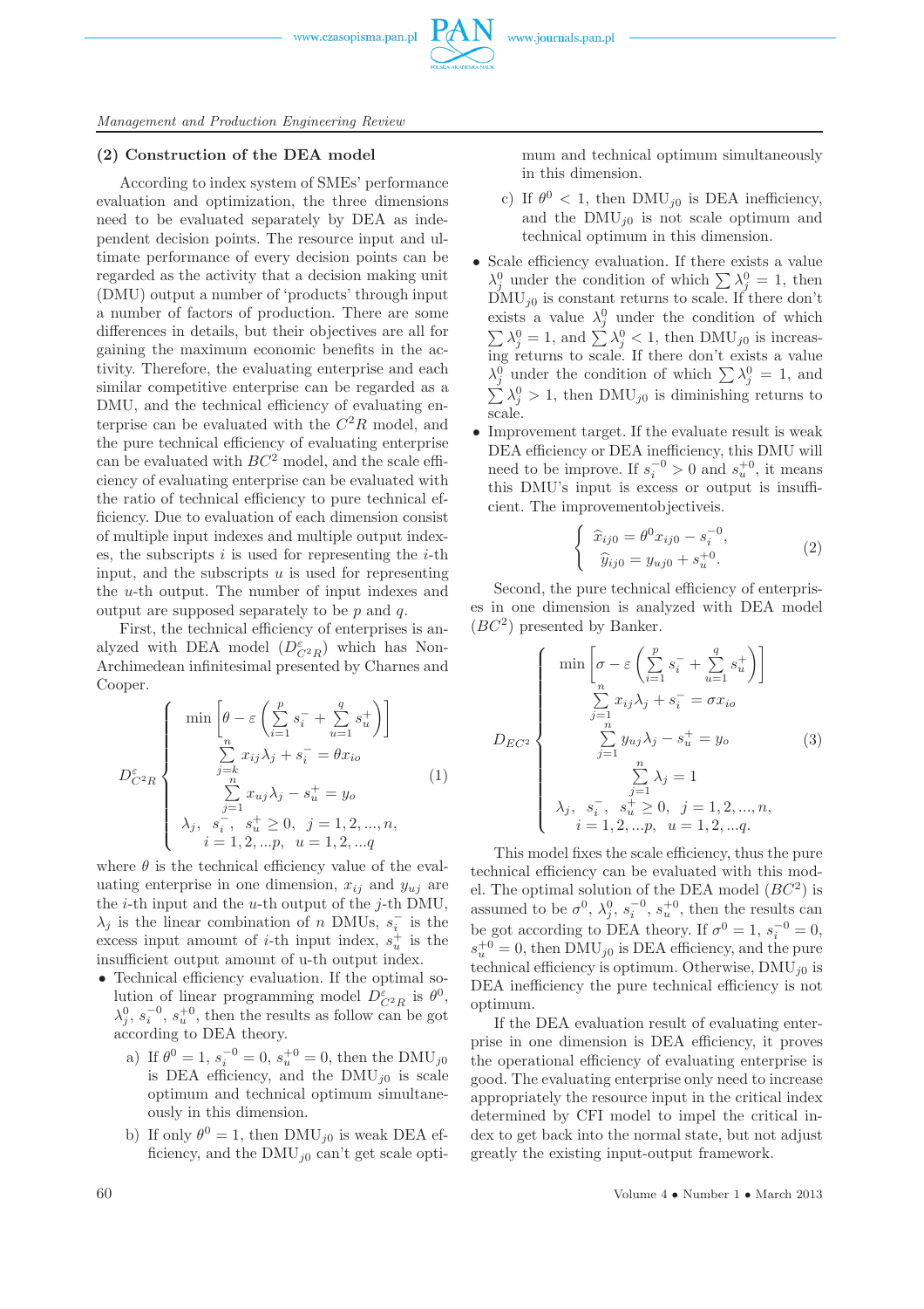**(2) Construction of the DEA model**

According to index system of SMEs' performance evaluation and optimization, the three dimensions need to be evaluated separately by DEA as independent decision points. The resource input and ultimate performance of every decision points can be regarded as the activity that a decision making unit (DMU) output a number of 'products' through input a number of factors of production. There are some differences in details, but their objectives are all for gaining the maximum economic benefits in the activity. Therefore, the evaluating enterprise and each similar competitive enterprise can be regarded as a DMU, and the technical efficiency of evaluating enterprise can be evaluated with the $C^2R$ model, and the pure technical efficiency of evaluating enterprise can be evaluated with $BC^2$ model, and the scale efficiency of evaluating enterprise can be evaluated with the ratio of technical efficiency to pure technical efficiency. Due to evaluation of each dimension consist of multiple input indexes and multiple output indexes, the subscripts $i$ is used for representing the $i$-th input, and the subscripts $u$ is used for representing the $u$-th output. The number of input indexes and output indexes are supposed separately to be $p$ and $q$.

First, the technical efficiency of enterprises is analyzed with DEA model ($D^{\varepsilon}_{C^2R}$) which has Non-Archimedean infinitesimal presented by Charnes and Cooper.

$$D^{\varepsilon}_{C^2R}\begin{cases} \min\left[\theta - \varepsilon\left(\sum\limits_{i=1}^{p} s_i^- + \sum\limits_{u=1}^{q} s_u^+\right)\right] \\ \sum\limits_{j=k}^{n} x_{ij}\lambda_j + s_i^- = \theta x_{io} \\ \sum\limits_{j=1}^{n} x_{uj}\lambda_j - s_u^+ = y_o \\ \lambda_j,\ s_i^-,\ s_u^+ \geq 0,\ j=1,2,...,n, \\ i=1,2,...p,\ u=1,2,...q \end{cases} \tag{1}$$

where $\theta$ is the technical efficiency value of the evaluating enterprise in one dimension, $x_{ij}$ and $y_{uj}$ are the $i$-th input and the $u$-th output of the $j$-th DMU, $\lambda_j$ is the linear combination of $n$ DMUs, $s_i^-$ is the excess input amount of $i$-th input index, $s_u^+$ is the insufficient output amount of u-th output index.

- Technical efficiency evaluation. If the optimal solution of linear programming model $D^{\varepsilon}_{C^2R}$ is $\theta^0$, $\lambda_j^0$, $s_i^{-0}$, $s_u^{+0}$, then the results as follow can be got according to DEA theory.
  a) If $\theta^0 = 1$, $s_i^{-0} = 0$, $s_u^{+0} = 0$, then the $\text{DMU}_{j0}$ is DEA efficiency, and the $\text{DMU}_{j0}$ is scale optimum and technical optimum simultaneously in this dimension.
  b) If only $\theta^0 = 1$, then $\text{DMU}_{j0}$ is weak DEA efficiency, and the $\text{DMU}_{j0}$ can't get scale optimum and technical optimum simultaneously in this dimension.
  c) If $\theta^0 < 1$, then $\text{DMU}_{j0}$ is DEA inefficiency, and the $\text{DMU}_{j0}$ is not scale optimum and technical optimum in this dimension.
- Scale efficiency evaluation. If there exists a value $\lambda_j^0$ under the condition of which $\sum\lambda_j^0 = 1$, then $\text{DMU}_{j0}$ is constant returns to scale. If there don't exists a value $\lambda_j^0$ under the condition of which $\sum\lambda_j^0 = 1$, and $\sum\lambda_j^0 < 1$, then $\text{DMU}_{j0}$ is increasing returns to scale. If there don't exists a value $\lambda_j^0$ under the condition of which $\sum\lambda_j^0 = 1$, and $\sum\lambda_j^0 > 1$, then $\text{DMU}_{j0}$ is diminishing returns to scale.
- Improvement target. If the evaluate result is weak DEA efficiency or DEA inefficiency, this DMU will need to be improve. If $s_i^{-0} > 0$ and $s_u^{+0}$, it means this DMU's input is excess or output is insufficient. The improvementobjectiveis.

$$\begin{cases} \hat{x}_{ij0} = \theta^0 x_{ij0} - s_i^{-0}, \\ \hat{y}_{ij0} = y_{uj0} + s_u^{+0}. \end{cases} \tag{2}$$

Second, the pure technical efficiency of enterprises in one dimension is analyzed with DEA model ($BC^2$) presented by Banker.

$$D_{EC^2}\begin{cases} \min\left[\sigma - \varepsilon\left(\sum\limits_{i=1}^{p} s_i^- + \sum\limits_{u=1}^{q} s_u^+\right)\right] \\ \sum\limits_{j=1}^{n} x_{ij}\lambda_j + s_i^- = \sigma x_{io} \\ \sum\limits_{j=1}^{n} y_{uj}\lambda_j - s_u^+ = y_o \\ \sum\limits_{j=1}^{n} \lambda_j = 1 \\ \lambda_j,\ s_i^-,\ s_u^+ \geq 0,\ j=1,2,...,n, \\ i=1,2,...p,\ u=1,2,...q. \end{cases} \tag{3}$$

This model fixes the scale efficiency, thus the pure technical efficiency can be evaluated with this model. The optimal solution of the DEA model ($BC^2$) is assumed to be $\sigma^0$, $\lambda_j^0$, $s_i^{-0}$, $s_u^{+0}$, then the results can be got according to DEA theory. If $\sigma^0 = 1$, $s_i^{-0} = 0$, $s_u^{+0} = 0$, then $\text{DMU}_{j0}$ is DEA efficiency, and the pure technical efficiency is optimum. Otherwise, $\text{DMU}_{j0}$ is DEA inefficiency the pure technical efficiency is not optimum.

If the DEA evaluation result of evaluating enterprise in one dimension is DEA efficiency, it proves the operational efficiency of evaluating enterprise is good. The evaluating enterprise only need to increase appropriately the resource input in the critical index determined by CFI model to impel the critical index to get back into the normal state, but not adjust greatly the existing input-output framework.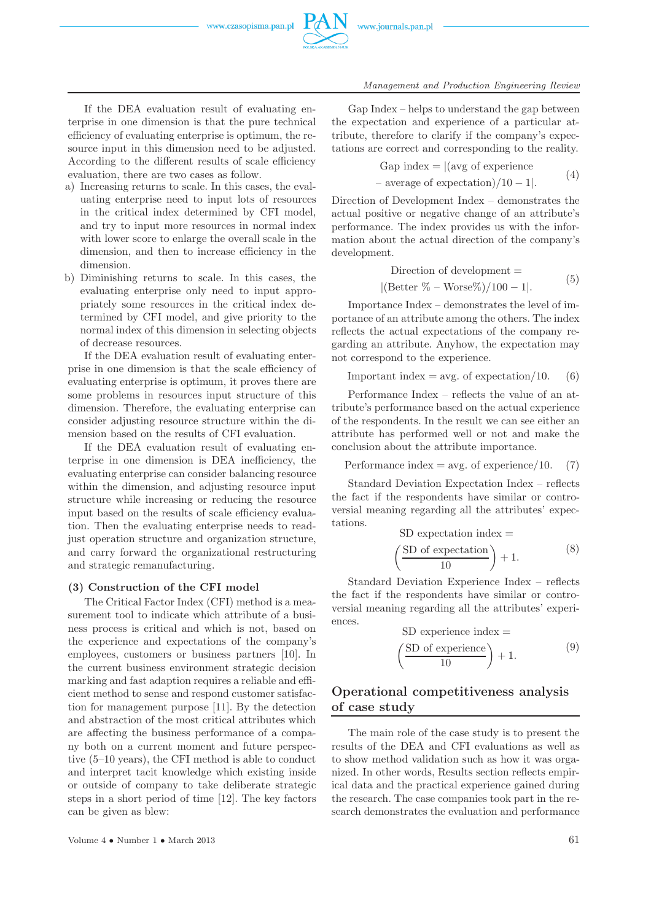If the DEA evaluation result of evaluating enterprise in one dimension is that the pure technical efficiency of evaluating enterprise is optimum, the resource input in this dimension need to be adjusted. According to the different results of scale efficiency evaluation, there are two cases as follow.

a) Increasing returns to scale. In this cases, the evaluating enterprise need to input lots of resources in the critical index determined by CFI model, and try to input more resources in normal index with lower score to enlarge the overall scale in the dimension, and then to increase efficiency in the dimension.
b) Diminishing returns to scale. In this cases, the evaluating enterprise only need to input appropriately some resources in the critical index determined by CFI model, and give priority to the normal index of this dimension in selecting objects of decrease resources.

If the DEA evaluation result of evaluating enterprise in one dimension is that the scale efficiency of evaluating enterprise is optimum, it proves there are some problems in resources input structure of this dimension. Therefore, the evaluating enterprise can consider adjusting resource structure within the dimension based on the results of CFI evaluation.

If the DEA evaluation result of evaluating enterprise in one dimension is DEA inefficiency, the evaluating enterprise can consider balancing resource within the dimension, and adjusting resource input structure while increasing or reducing the resource input based on the results of scale efficiency evaluation. Then the evaluating enterprise needs to readjust operation structure and organization structure, and carry forward the organizational restructuring and strategic remanufacturing.

### (3) Construction of the CFI model

The Critical Factor Index (CFI) method is a measurement tool to indicate which attribute of a business process is critical and which is not, based on the experience and expectations of the company's employees, customers or business partners [10]. In the current business environment strategic decision marking and fast adaption requires a reliable and efficient method to sense and respond customer satisfaction for management purpose [11]. By the detection and abstraction of the most critical attributes which are affecting the business performance of a company both on a current moment and future perspective (5–10 years), the CFI method is able to conduct and interpret tacit knowledge which existing inside or outside of company to take deliberate strategic steps in a short period of time [12]. The key factors can be given as blew:

Gap Index – helps to understand the gap between the expectation and experience of a particular attribute, therefore to clarify if the company's expectations are correct and corresponding to the reality.

$$\text{Gap index} = |(\text{avg of experience} - \text{average of expectation})/10 - 1|. \tag{4}$$

Direction of Development Index – demonstrates the actual positive or negative change of an attribute's performance. The index provides us with the information about the actual direction of the company's development.

$$\text{Direction of development} = |(\text{Better }\% - \text{Worse}\%)/100 - 1|. \tag{5}$$

Importance Index – demonstrates the level of importance of an attribute among the others. The index reflects the actual expectations of the company regarding an attribute. Anyhow, the expectation may not correspond to the experience.

$$\text{Important index} = \text{avg. of expectation}/10. \tag{6}$$

Performance Index – reflects the value of an attribute's performance based on the actual experience of the respondents. In the result we can see either an attribute has performed well or not and make the conclusion about the attribute importance.

$$\text{Performance index} = \text{avg. of experience}/10. \tag{7}$$

Standard Deviation Expectation Index – reflects the fact if the respondents have similar or controversial meaning regarding all the attributes' expectations.

$$\text{SD expectation index} = \left(\frac{\text{SD of expectation}}{10}\right) + 1. \tag{8}$$

Standard Deviation Experience Index – reflects the fact if the respondents have similar or controversial meaning regarding all the attributes' experiences.

$$\text{SD experience index} = \left(\frac{\text{SD of experience}}{10}\right) + 1. \tag{9}$$

## Operational competitiveness analysis of case study

The main role of the case study is to present the results of the DEA and CFI evaluations as well as to show method validation such as how it was organized. In other words, Results section reflects empirical data and the practical experience gained during the research. The case companies took part in the research demonstrates the evaluation and performance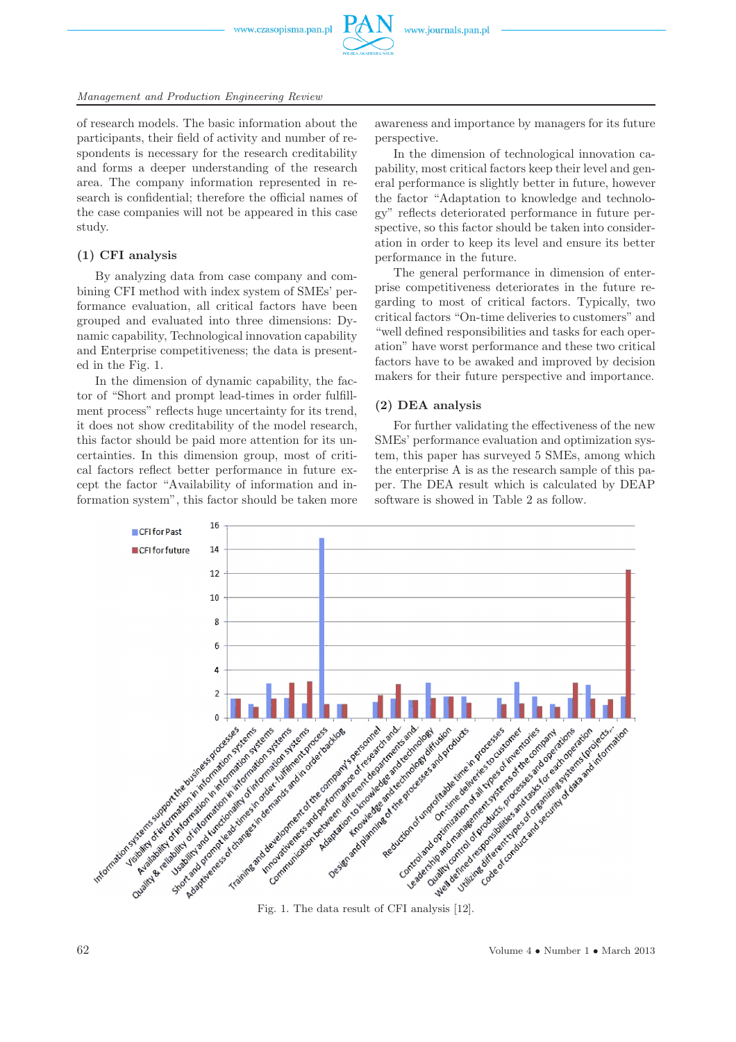of research models. The basic information about the participants, their field of activity and number of respondents is necessary for the research creditability and forms a deeper understanding of the research area. The company information represented in research is confidential; therefore the official names of the case companies will not be appeared in this case study.

### (1) CFI analysis

By analyzing data from case company and combining CFI method with index system of SMEs' performance evaluation, all critical factors have been grouped and evaluated into three dimensions: Dynamic capability, Technological innovation capability and Enterprise competitiveness; the data is presented in the Fig. 1.

In the dimension of dynamic capability, the factor of "Short and prompt lead-times in order fulfillment process" reflects huge uncertainty for its trend, it does not show creditability of the model research, this factor should be paid more attention for its uncertainties. In this dimension group, most of critical factors reflect better performance in future except the factor "Availability of information and information system", this factor should be taken more awareness and importance by managers for its future perspective.

In the dimension of technological innovation capability, most critical factors keep their level and general performance is slightly better in future, however the factor "Adaptation to knowledge and technology" reflects deteriorated performance in future perspective, so this factor should be taken into consideration in order to keep its level and ensure its better performance in the future.

The general performance in dimension of enterprise competitiveness deteriorates in the future regarding to most of critical factors. Typically, two critical factors "On-time deliveries to customers" and "well defined responsibilities and tasks for each operation" have worst performance and these two critical factors have to be awaked and improved by decision makers for their future perspective and importance.

### (2) DEA analysis

For further validating the effectiveness of the new SMEs' performance evaluation and optimization system, this paper has surveyed 5 SMEs, among which the enterprise A is as the research sample of this paper. The DEA result which is calculated by DEAP software is showed in Table 2 as follow.

Fig. 1. The data result of CFI analysis [12].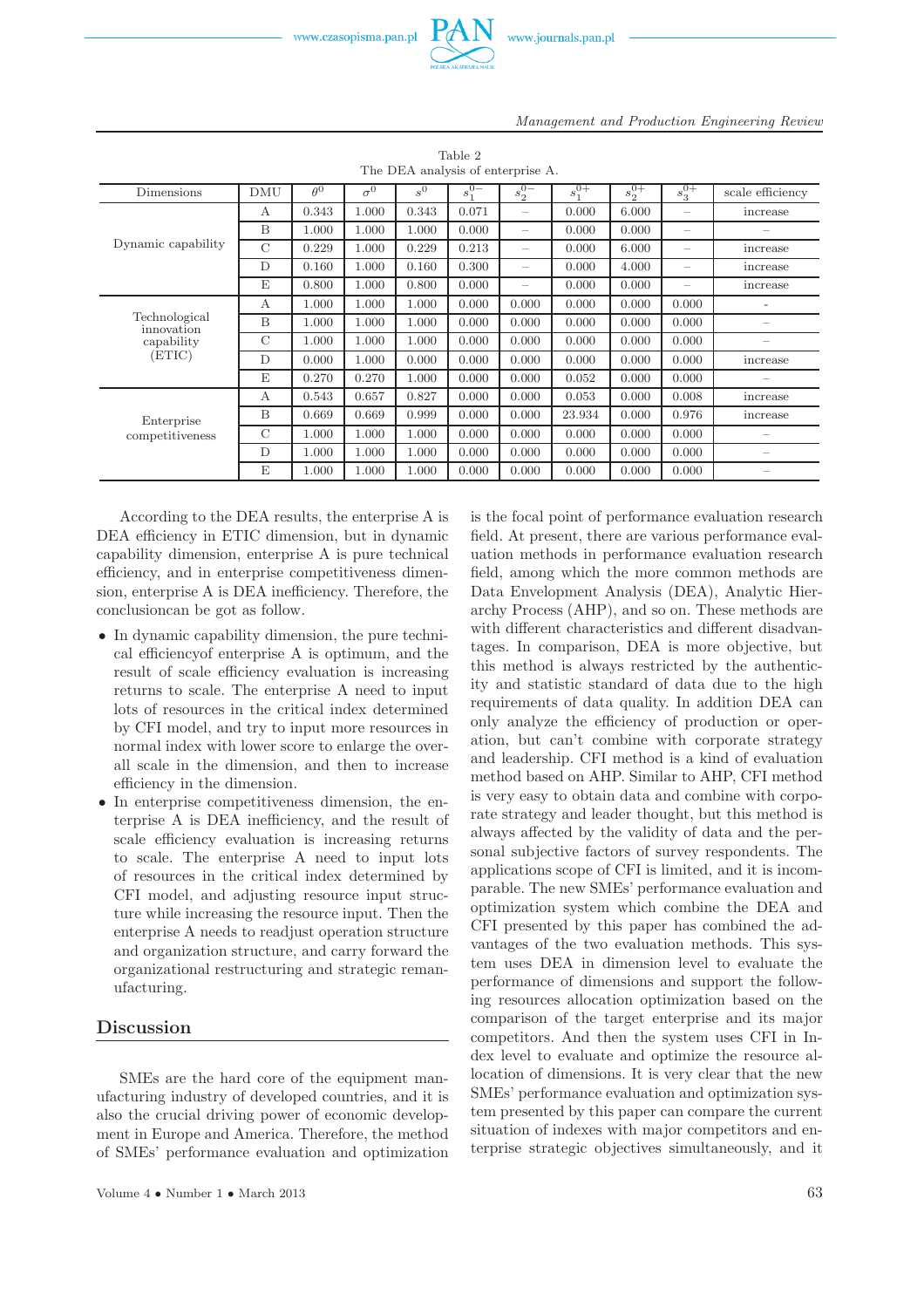Table 2
The DEA analysis of enterprise A.

| Dimensions | DMU | $\theta^0$ | $\sigma^0$ | $s^0$ | $s_1^{0-}$ | $s_2^{0-}$ | $s_1^{0+}$ | $s_2^{0+}$ | $s_3^{0+}$ | scale efficiency |
|---|---|---|---|---|---|---|---|---|---|---|
| Dynamic capability | A | 0.343 | 1.000 | 0.343 | 0.071 | – | 0.000 | 6.000 | – | increase |
| | B | 1.000 | 1.000 | 1.000 | 0.000 | – | 0.000 | 0.000 | – | – |
| | C | 0.229 | 1.000 | 0.229 | 0.213 | – | 0.000 | 6.000 | – | increase |
| | D | 0.160 | 1.000 | 0.160 | 0.300 | – | 0.000 | 4.000 | – | increase |
| | E | 0.800 | 1.000 | 0.800 | 0.000 | – | 0.000 | 0.000 | – | increase |
| Technological innovation capability (ETIC) | A | 1.000 | 1.000 | 1.000 | 0.000 | 0.000 | 0.000 | 0.000 | 0.000 | - |
| | B | 1.000 | 1.000 | 1.000 | 0.000 | 0.000 | 0.000 | 0.000 | 0.000 | – |
| | C | 1.000 | 1.000 | 1.000 | 0.000 | 0.000 | 0.000 | 0.000 | 0.000 | – |
| | D | 0.000 | 1.000 | 0.000 | 0.000 | 0.000 | 0.000 | 0.000 | 0.000 | increase |
| | E | 0.270 | 0.270 | 1.000 | 0.000 | 0.000 | 0.052 | 0.000 | 0.000 | – |
| Enterprise competitiveness | A | 0.543 | 0.657 | 0.827 | 0.000 | 0.000 | 0.053 | 0.000 | 0.008 | increase |
| | B | 0.669 | 0.669 | 0.999 | 0.000 | 0.000 | 23.934 | 0.000 | 0.976 | increase |
| | C | 1.000 | 1.000 | 1.000 | 0.000 | 0.000 | 0.000 | 0.000 | 0.000 | – |
| | D | 1.000 | 1.000 | 1.000 | 0.000 | 0.000 | 0.000 | 0.000 | 0.000 | – |
| | E | 1.000 | 1.000 | 1.000 | 0.000 | 0.000 | 0.000 | 0.000 | 0.000 | – |

According to the DEA results, the enterprise A is DEA efficiency in ETIC dimension, but in dynamic capability dimension, enterprise A is pure technical efficiency, and in enterprise competitiveness dimension, enterprise A is DEA inefficiency. Therefore, the conclusioncan be got as follow.

- In dynamic capability dimension, the pure technical efficiencyof enterprise A is optimum, and the result of scale efficiency evaluation is increasing returns to scale. The enterprise A need to input lots of resources in the critical index determined by CFI model, and try to input more resources in normal index with lower score to enlarge the overall scale in the dimension, and then to increase efficiency in the dimension.
- In enterprise competitiveness dimension, the enterprise A is DEA inefficiency, and the result of scale efficiency evaluation is increasing returns to scale. The enterprise A need to input lots of resources in the critical index determined by CFI model, and adjusting resource input structure while increasing the resource input. Then the enterprise A needs to readjust operation structure and organization structure, and carry forward the organizational restructuring and strategic remanufacturing.

## Discussion

SMEs are the hard core of the equipment manufacturing industry of developed countries, and it is also the crucial driving power of economic development in Europe and America. Therefore, the method of SMEs' performance evaluation and optimization is the focal point of performance evaluation research field. At present, there are various performance evaluation methods in performance evaluation research field, among which the more common methods are Data Envelopment Analysis (DEA), Analytic Hierarchy Process (AHP), and so on. These methods are with different characteristics and different disadvantages. In comparison, DEA is more objective, but this method is always restricted by the authenticity and statistic standard of data due to the high requirements of data quality. In addition DEA can only analyze the efficiency of production or operation, but can't combine with corporate strategy and leadership. CFI method is a kind of evaluation method based on AHP. Similar to AHP, CFI method is very easy to obtain data and combine with corporate strategy and leader thought, but this method is always affected by the validity of data and the personal subjective factors of survey respondents. The applications scope of CFI is limited, and it is incomparable. The new SMEs' performance evaluation and optimization system which combine the DEA and CFI presented by this paper has combined the advantages of the two evaluation methods. This system uses DEA in dimension level to evaluate the performance of dimensions and support the following resources allocation optimization based on the comparison of the target enterprise and its major competitors. And then the system uses CFI in Index level to evaluate and optimize the resource allocation of dimensions. It is very clear that the new SMEs' performance evaluation and optimization system presented by this paper can compare the current situation of indexes with major competitors and enterprise strategic objectives simultaneously, and it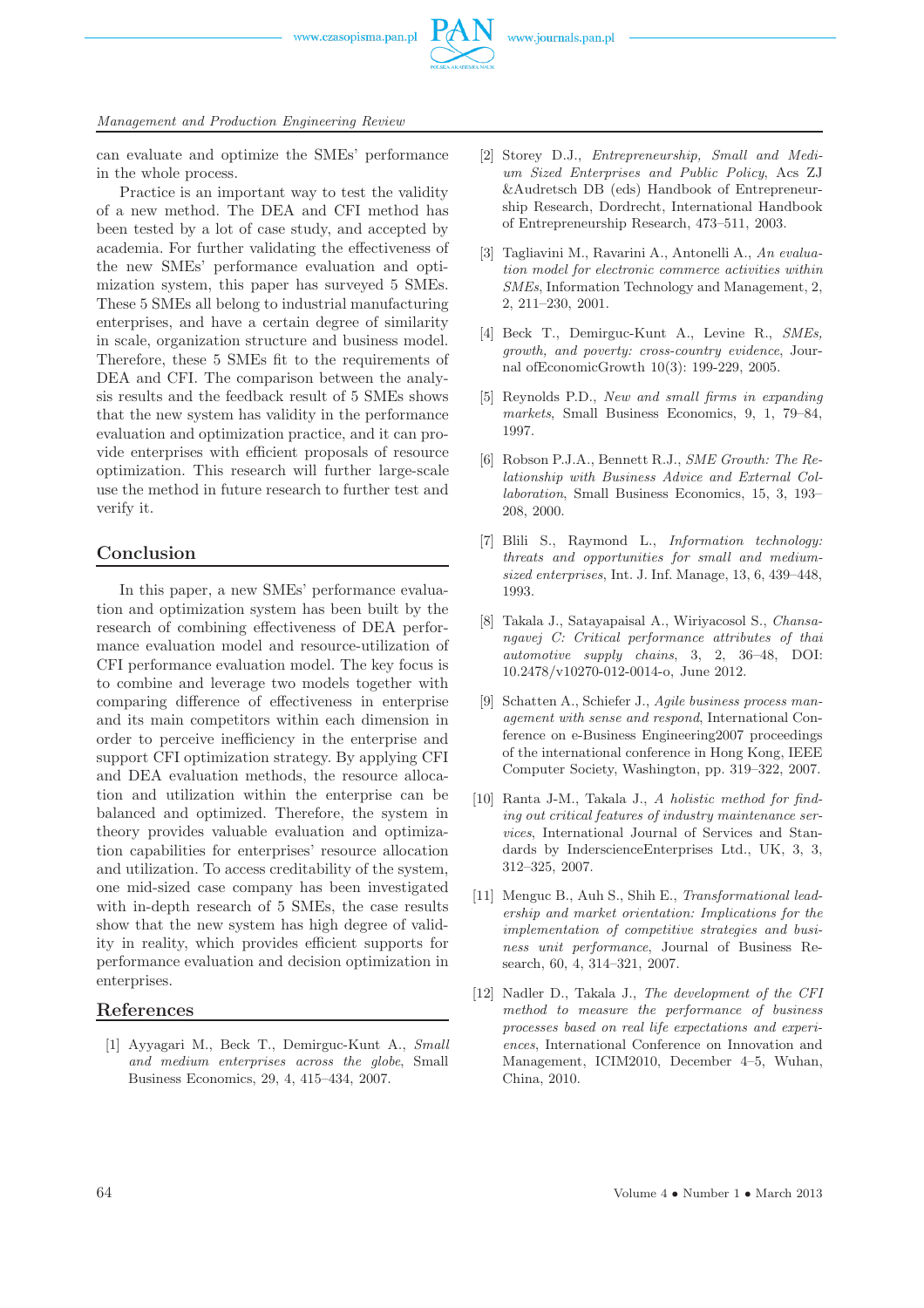can evaluate and optimize the SMEs' performance in the whole process.

Practice is an important way to test the validity of a new method. The DEA and CFI method has been tested by a lot of case study, and accepted by academia. For further validating the effectiveness of the new SMEs' performance evaluation and optimization system, this paper has surveyed 5 SMEs. These 5 SMEs all belong to industrial manufacturing enterprises, and have a certain degree of similarity in scale, organization structure and business model. Therefore, these 5 SMEs fit to the requirements of DEA and CFI. The comparison between the analysis results and the feedback result of 5 SMEs shows that the new system has validity in the performance evaluation and optimization practice, and it can provide enterprises with efficient proposals of resource optimization. This research will further large-scale use the method in future research to further test and verify it.

## Conclusion

In this paper, a new SMEs' performance evaluation and optimization system has been built by the research of combining effectiveness of DEA performance evaluation model and resource-utilization of CFI performance evaluation model. The key focus is to combine and leverage two models together with comparing difference of effectiveness in enterprise and its main competitors within each dimension in order to perceive inefficiency in the enterprise and support CFI optimization strategy. By applying CFI and DEA evaluation methods, the resource allocation and utilization within the enterprise can be balanced and optimized. Therefore, the system in theory provides valuable evaluation and optimization capabilities for enterprises' resource allocation and utilization. To access creditability of the system, one mid-sized case company has been investigated with in-depth research of 5 SMEs, the case results show that the new system has high degree of validity in reality, which provides efficient supports for performance evaluation and decision optimization in enterprises.

## References

[1] Ayyagari M., Beck T., Demirguc-Kunt A., *Small and medium enterprises across the globe*, Small Business Economics, 29, 4, 415–434, 2007.

[2] Storey D.J., *Entrepreneurship, Small and Medium Sized Enterprises and Public Policy*, Acs ZJ &Audretsch DB (eds) Handbook of Entrepreneurship Research, Dordrecht, International Handbook of Entrepreneurship Research, 473–511, 2003.

[3] Tagliavini M., Ravarini A., Antonelli A., *An evaluation model for electronic commerce activities within SMEs*, Information Technology and Management, 2, 2, 211–230, 2001.

[4] Beck T., Demirguc-Kunt A., Levine R., *SMEs, growth, and poverty: cross-country evidence*, Journal ofEconomicGrowth 10(3): 199-229, 2005.

[5] Reynolds P.D., *New and small firms in expanding markets*, Small Business Economics, 9, 1, 79–84, 1997.

[6] Robson P.J.A., Bennett R.J., *SME Growth: The Relationship with Business Advice and External Collaboration*, Small Business Economics, 15, 3, 193–208, 2000.

[7] Blili S., Raymond L., *Information technology: threats and opportunities for small and medium-sized enterprises*, Int. J. Inf. Manage, 13, 6, 439–448, 1993.

[8] Takala J., Satayapaisal A., Wiriyacosol S., *Chansangavej C: Critical performance attributes of thai automotive supply chains*, 3, 2, 36–48, DOI: 10.2478/v10270-012-0014-o, June 2012.

[9] Schatten A., Schiefer J., *Agile business process management with sense and respond*, International Conference on e-Business Engineering2007 proceedings of the international conference in Hong Kong, IEEE Computer Society, Washington, pp. 319–322, 2007.

[10] Ranta J-M., Takala J., *A holistic method for finding out critical features of industry maintenance services*, International Journal of Services and Standards by InderscienceEnterprises Ltd., UK, 3, 3, 312–325, 2007.

[11] Menguc B., Auh S., Shih E., *Transformational leadership and market orientation: Implications for the implementation of competitive strategies and business unit performance*, Journal of Business Research, 60, 4, 314–321, 2007.

[12] Nadler D., Takala J., *The development of the CFI method to measure the performance of business processes based on real life expectations and experiences*, International Conference on Innovation and Management, ICIM2010, December 4–5, Wuhan, China, 2010.